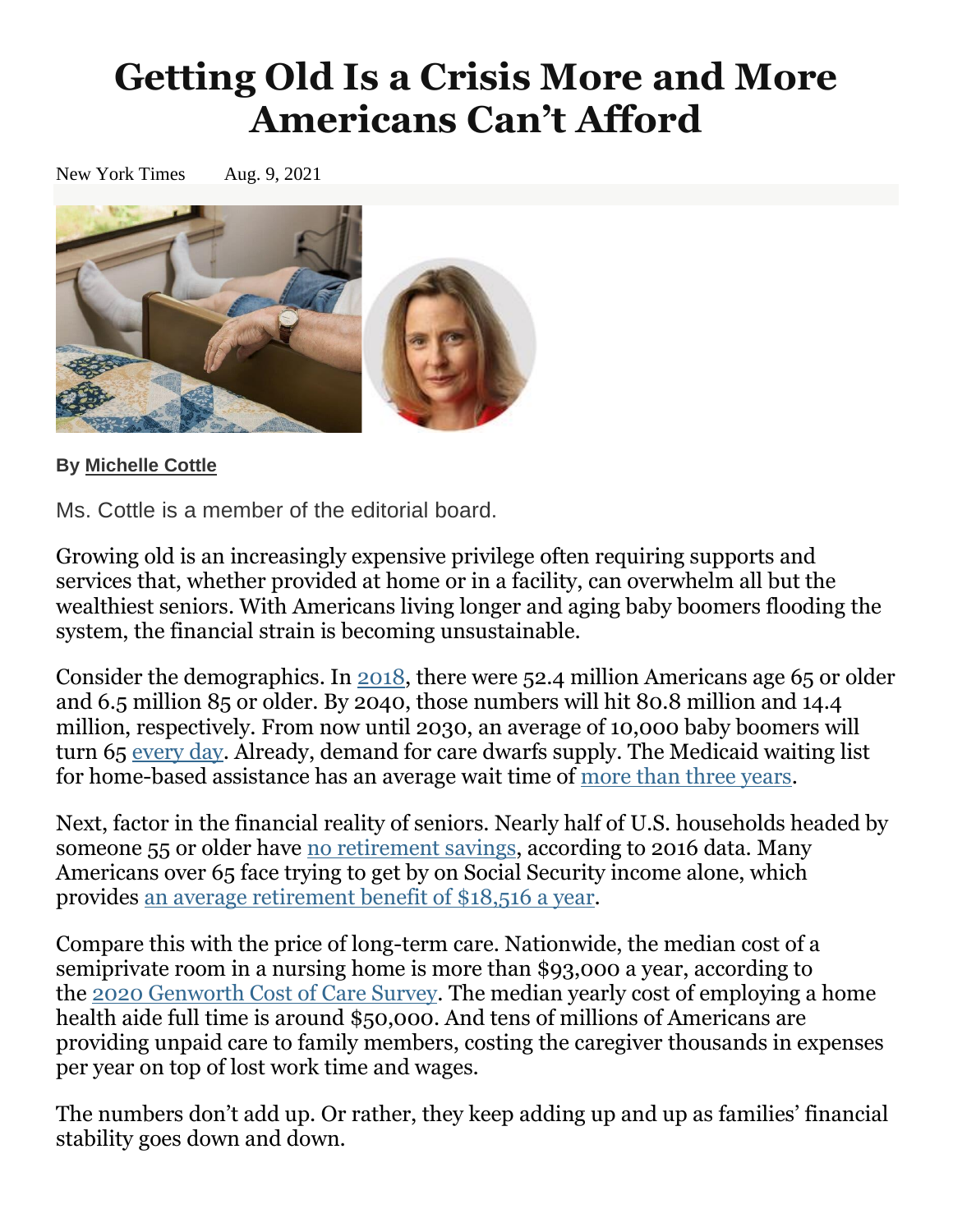# Getting Old Is a Crisis More and More Americans Can't Afford

New York Times Aug. 9, 2021

**By Michelle Cottle**

Ms. Cottle is a member of the editorial board.

Growing old is an increasingly expensive privilege often requiring supports and services that, whether provided at home or in a facility, can overwhelm all but the wealthiest seniors. With Americans living longer and aging baby boomers flooding the system, the financial strain is becoming unsustainable.

Consider the demographics. In 2018, there were 52.4 million Americans age 65 or older and 6.5 million 85 or older. By 2040, those numbers will hit 80.8 million and 14.4 million, respectively. From now until 2030, an average of 10,000 baby boomers will turn 65 every day. Already, demand for care dwarfs supply. The Medicaid waiting list for home-based assistance has an average wait time of more than three years.

Next, factor in the financial reality of seniors. Nearly half of U.S. households headed by someone 55 or older have no retirement savings, according to 2016 data. Many Americans over 65 face trying to get by on Social Security income alone, which provides an average retirement benefit of $18,516 a year.

Compare this with the price of long-term care. Nationwide, the median cost of a semiprivate room in a nursing home is more than $93,000 a year, according to the 2020 Genworth Cost of Care Survey. The median yearly cost of employing a home health aide full time is around $50,000. And tens of millions of Americans are providing unpaid care to family members, costing the caregiver thousands in expenses per year on top of lost work time and wages.

The numbers don't add up. Or rather, they keep adding up and up as families' financial stability goes down and down.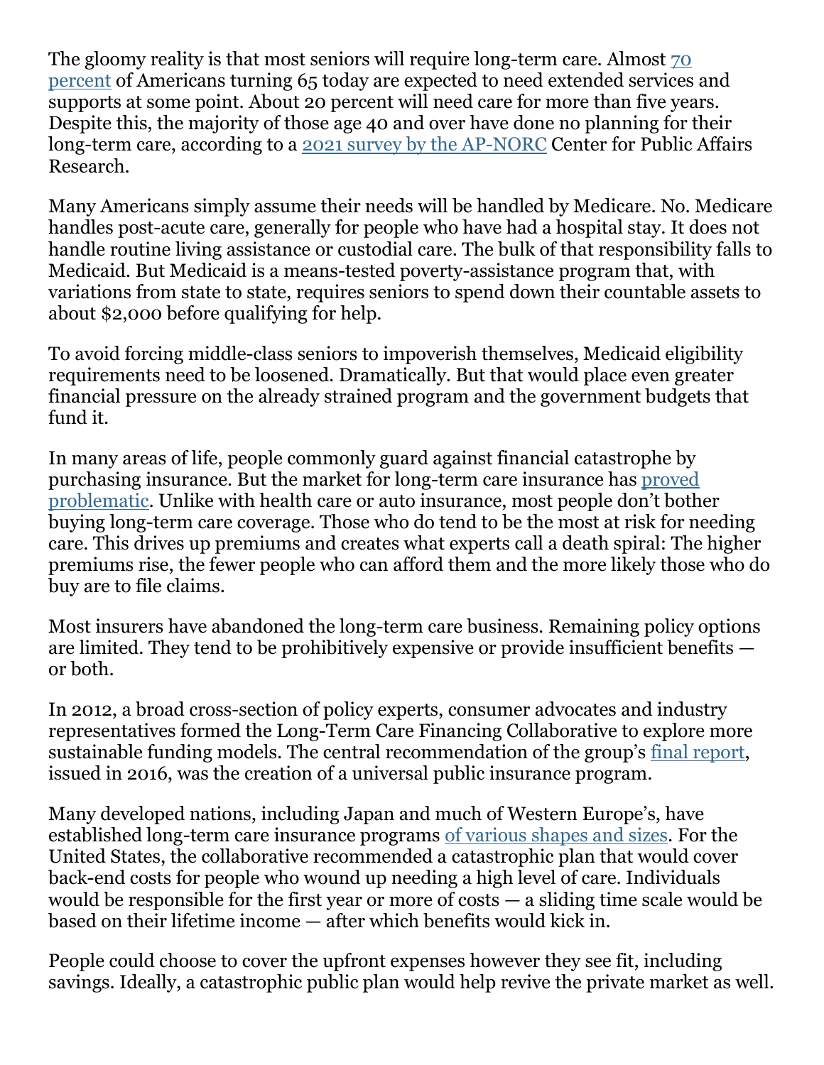The gloomy reality is that most seniors will require long-term care. Almost [70 percent](#) of Americans turning 65 today are expected to need extended services and supports at some point. About 20 percent will need care for more than five years. Despite this, the majority of those age 40 and over have done no planning for their long-term care, according to a [2021 survey by the AP-NORC](#) Center for Public Affairs Research.

Many Americans simply assume their needs will be handled by Medicare. No. Medicare handles post-acute care, generally for people who have had a hospital stay. It does not handle routine living assistance or custodial care. The bulk of that responsibility falls to Medicaid. But Medicaid is a means-tested poverty-assistance program that, with variations from state to state, requires seniors to spend down their countable assets to about $2,000 before qualifying for help.

To avoid forcing middle-class seniors to impoverish themselves, Medicaid eligibility requirements need to be loosened. Dramatically. But that would place even greater financial pressure on the already strained program and the government budgets that fund it.

In many areas of life, people commonly guard against financial catastrophe by purchasing insurance. But the market for long-term care insurance has [proved problematic](#). Unlike with health care or auto insurance, most people don't bother buying long-term care coverage. Those who do tend to be the most at risk for needing care. This drives up premiums and creates what experts call a death spiral: The higher premiums rise, the fewer people who can afford them and the more likely those who do buy are to file claims.

Most insurers have abandoned the long-term care business. Remaining policy options are limited. They tend to be prohibitively expensive or provide insufficient benefits — or both.

In 2012, a broad cross-section of policy experts, consumer advocates and industry representatives formed the Long-Term Care Financing Collaborative to explore more sustainable funding models. The central recommendation of the group's [final report](#), issued in 2016, was the creation of a universal public insurance program.

Many developed nations, including Japan and much of Western Europe's, have established long-term care insurance programs [of various shapes and sizes](#). For the United States, the collaborative recommended a catastrophic plan that would cover back-end costs for people who wound up needing a high level of care. Individuals would be responsible for the first year or more of costs — a sliding time scale would be based on their lifetime income — after which benefits would kick in.

People could choose to cover the upfront expenses however they see fit, including savings. Ideally, a catastrophic public plan would help revive the private market as well.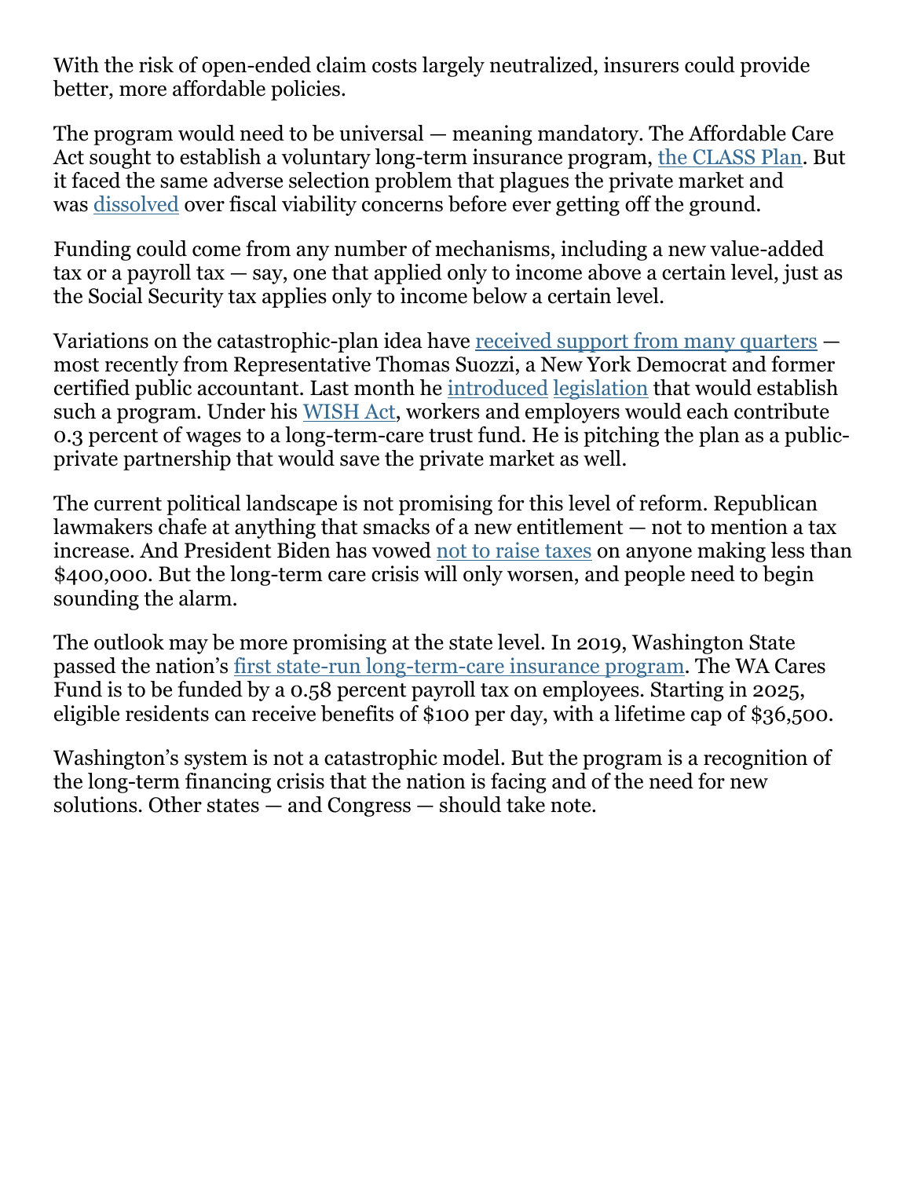With the risk of open-ended claim costs largely neutralized, insurers could provide better, more affordable policies.

The program would need to be universal — meaning mandatory. The Affordable Care Act sought to establish a voluntary long-term insurance program, the CLASS Plan. But it faced the same adverse selection problem that plagues the private market and was dissolved over fiscal viability concerns before ever getting off the ground.

Funding could come from any number of mechanisms, including a new value-added tax or a payroll tax — say, one that applied only to income above a certain level, just as the Social Security tax applies only to income below a certain level.

Variations on the catastrophic-plan idea have received support from many quarters — most recently from Representative Thomas Suozzi, a New York Democrat and former certified public accountant. Last month he introduced legislation that would establish such a program. Under his WISH Act, workers and employers would each contribute 0.3 percent of wages to a long-term-care trust fund. He is pitching the plan as a public-private partnership that would save the private market as well.

The current political landscape is not promising for this level of reform. Republican lawmakers chafe at anything that smacks of a new entitlement — not to mention a tax increase. And President Biden has vowed not to raise taxes on anyone making less than $400,000. But the long-term care crisis will only worsen, and people need to begin sounding the alarm.

The outlook may be more promising at the state level. In 2019, Washington State passed the nation's first state-run long-term-care insurance program. The WA Cares Fund is to be funded by a 0.58 percent payroll tax on employees. Starting in 2025, eligible residents can receive benefits of $100 per day, with a lifetime cap of $36,500.

Washington's system is not a catastrophic model. But the program is a recognition of the long-term financing crisis that the nation is facing and of the need for new solutions. Other states — and Congress — should take note.